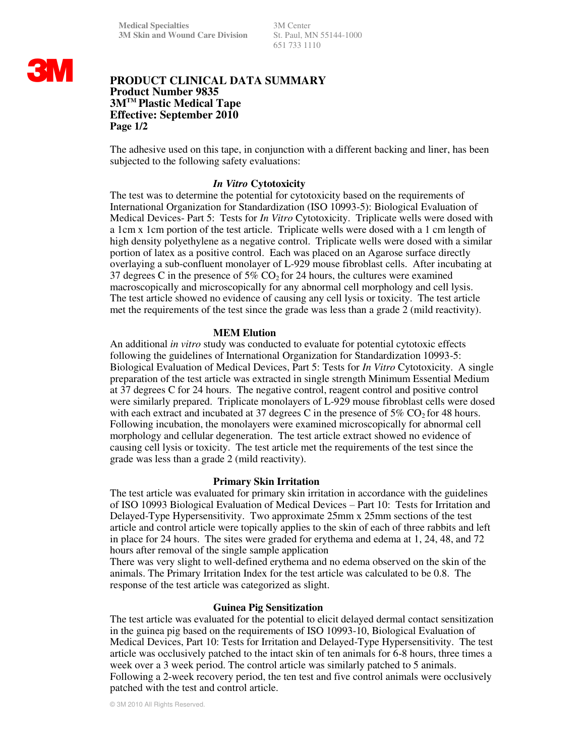Medical Specialties
3M Skin and Wound Care Division

3M Center
St. Paul, MN 55144-1000
651 733 1110

# PRODUCT CLINICAL DATA SUMMARY
# Product Number 9835
# 3M™ Plastic Medical Tape
# Effective: September 2010
# Page 1/2

The adhesive used on this tape, in conjunction with a different backing and liner, has been subjected to the following safety evaluations:

## *In Vitro* Cytotoxicity

The test was to determine the potential for cytotoxicity based on the requirements of International Organization for Standardization (ISO 10993-5): Biological Evaluation of Medical Devices- Part 5: Tests for *In Vitro* Cytotoxicity. Triplicate wells were dosed with a 1cm x 1cm portion of the test article. Triplicate wells were dosed with a 1 cm length of high density polyethylene as a negative control. Triplicate wells were dosed with a similar portion of latex as a positive control. Each was placed on an Agarose surface directly overlaying a sub-confluent monolayer of L-929 mouse fibroblast cells. After incubating at 37 degrees C in the presence of 5% $CO_2$ for 24 hours, the cultures were examined macroscopically and microscopically for any abnormal cell morphology and cell lysis. The test article showed no evidence of causing any cell lysis or toxicity. The test article met the requirements of the test since the grade was less than a grade 2 (mild reactivity).

## MEM Elution

An additional *in vitro* study was conducted to evaluate for potential cytotoxic effects following the guidelines of International Organization for Standardization 10993-5: Biological Evaluation of Medical Devices, Part 5: Tests for *In Vitro* Cytotoxicity. A single preparation of the test article was extracted in single strength Minimum Essential Medium at 37 degrees C for 24 hours. The negative control, reagent control and positive control were similarly prepared. Triplicate monolayers of L-929 mouse fibroblast cells were dosed with each extract and incubated at 37 degrees C in the presence of 5% $CO_2$ for 48 hours. Following incubation, the monolayers were examined microscopically for abnormal cell morphology and cellular degeneration. The test article extract showed no evidence of causing cell lysis or toxicity. The test article met the requirements of the test since the grade was less than a grade 2 (mild reactivity).

## Primary Skin Irritation

The test article was evaluated for primary skin irritation in accordance with the guidelines of ISO 10993 Biological Evaluation of Medical Devices – Part 10: Tests for Irritation and Delayed-Type Hypersensitivity. Two approximate 25mm x 25mm sections of the test article and control article were topically applies to the skin of each of three rabbits and left in place for 24 hours. The sites were graded for erythema and edema at 1, 24, 48, and 72 hours after removal of the single sample application

There was very slight to well-defined erythema and no edema observed on the skin of the animals. The Primary Irritation Index for the test article was calculated to be 0.8. The response of the test article was categorized as slight.

## Guinea Pig Sensitization

The test article was evaluated for the potential to elicit delayed dermal contact sensitization in the guinea pig based on the requirements of ISO 10993-10, Biological Evaluation of Medical Devices, Part 10: Tests for Irritation and Delayed-Type Hypersensitivity. The test article was occlusively patched to the intact skin of ten animals for 6-8 hours, three times a week over a 3 week period. The control article was similarly patched to 5 animals. Following a 2-week recovery period, the ten test and five control animals were occlusively patched with the test and control article.

© 3M 2010 All Rights Reserved.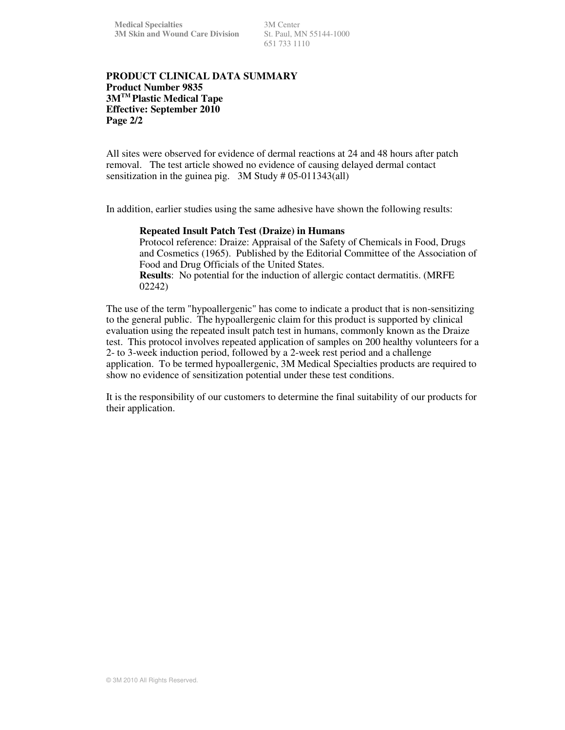**PRODUCT CLINICAL DATA SUMMARY**
**Product Number 9835**
**3M™ Plastic Medical Tape**
**Effective: September 2010**
**Page 2/2**

All sites were observed for evidence of dermal reactions at 24 and 48 hours after patch removal. The test article showed no evidence of causing delayed dermal contact sensitization in the guinea pig. 3M Study # 05-011343(all)

In addition, earlier studies using the same adhesive have shown the following results:

> **Repeated Insult Patch Test (Draize) in Humans**
> Protocol reference: Draize: Appraisal of the Safety of Chemicals in Food, Drugs and Cosmetics (1965). Published by the Editorial Committee of the Association of Food and Drug Officials of the United States.
> **Results**: No potential for the induction of allergic contact dermatitis. (MRFE 02242)

The use of the term "hypoallergenic" has come to indicate a product that is non-sensitizing to the general public. The hypoallergenic claim for this product is supported by clinical evaluation using the repeated insult patch test in humans, commonly known as the Draize test. This protocol involves repeated application of samples on 200 healthy volunteers for a 2- to 3-week induction period, followed by a 2-week rest period and a challenge application. To be termed hypoallergenic, 3M Medical Specialties products are required to show no evidence of sensitization potential under these test conditions.

It is the responsibility of our customers to determine the final suitability of our products for their application.